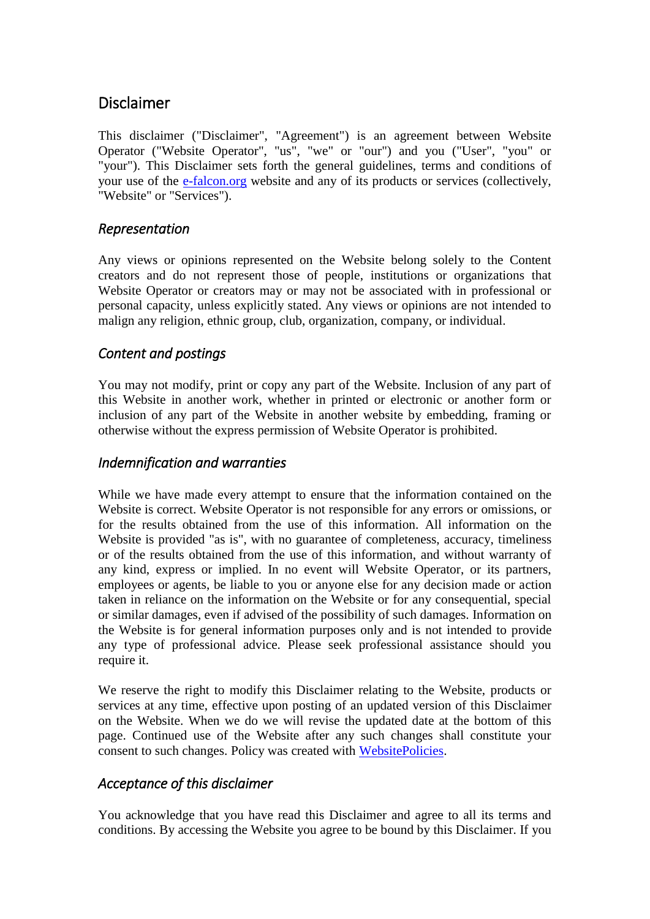## Disclaimer

This disclaimer ("Disclaimer", "Agreement") is an agreement between Website Operator ("Website Operator", "us", "we" or "our") and you ("User", "you" or "your"). This Disclaimer sets forth the general guidelines, terms and conditions of your use of the [e-falcon.org](http://e-falcon.org) website and any of its products or services (collectively, "Website" or "Services").

### *Representation*

Any views or opinions represented on the Website belong solely to the Content creators and do not represent those of people, institutions or organizations that Website Operator or creators may or may not be associated with in professional or personal capacity, unless explicitly stated. Any views or opinions are not intended to malign any religion, ethnic group, club, organization, company, or individual.

### *Content and postings*

You may not modify, print or copy any part of the Website. Inclusion of any part of this Website in another work, whether in printed or electronic or another form or inclusion of any part of the Website in another website by embedding, framing or otherwise without the express permission of Website Operator is prohibited.

### *Indemnification and warranties*

While we have made every attempt to ensure that the information contained on the Website is correct. Website Operator is not responsible for any errors or omissions, or for the results obtained from the use of this information. All information on the Website is provided "as is", with no guarantee of completeness, accuracy, timeliness or of the results obtained from the use of this information, and without warranty of any kind, express or implied. In no event will Website Operator, or its partners, employees or agents, be liable to you or anyone else for any decision made or action taken in reliance on the information on the Website or for any consequential, special or similar damages, even if advised of the possibility of such damages. Information on the Website is for general information purposes only and is not intended to provide any type of professional advice. Please seek professional assistance should you require it.

We reserve the right to modify this Disclaimer relating to the Website, products or services at any time, effective upon posting of an updated version of this Disclaimer on the Website. When we do we will revise the updated date at the bottom of this page. Continued use of the Website after any such changes shall constitute your consent to such changes. Policy was created with [WebsitePolicies](https://www.websitepolicies.com).

### *Acceptance of this disclaimer*

You acknowledge that you have read this Disclaimer and agree to all its terms and conditions. By accessing the Website you agree to be bound by this Disclaimer. If you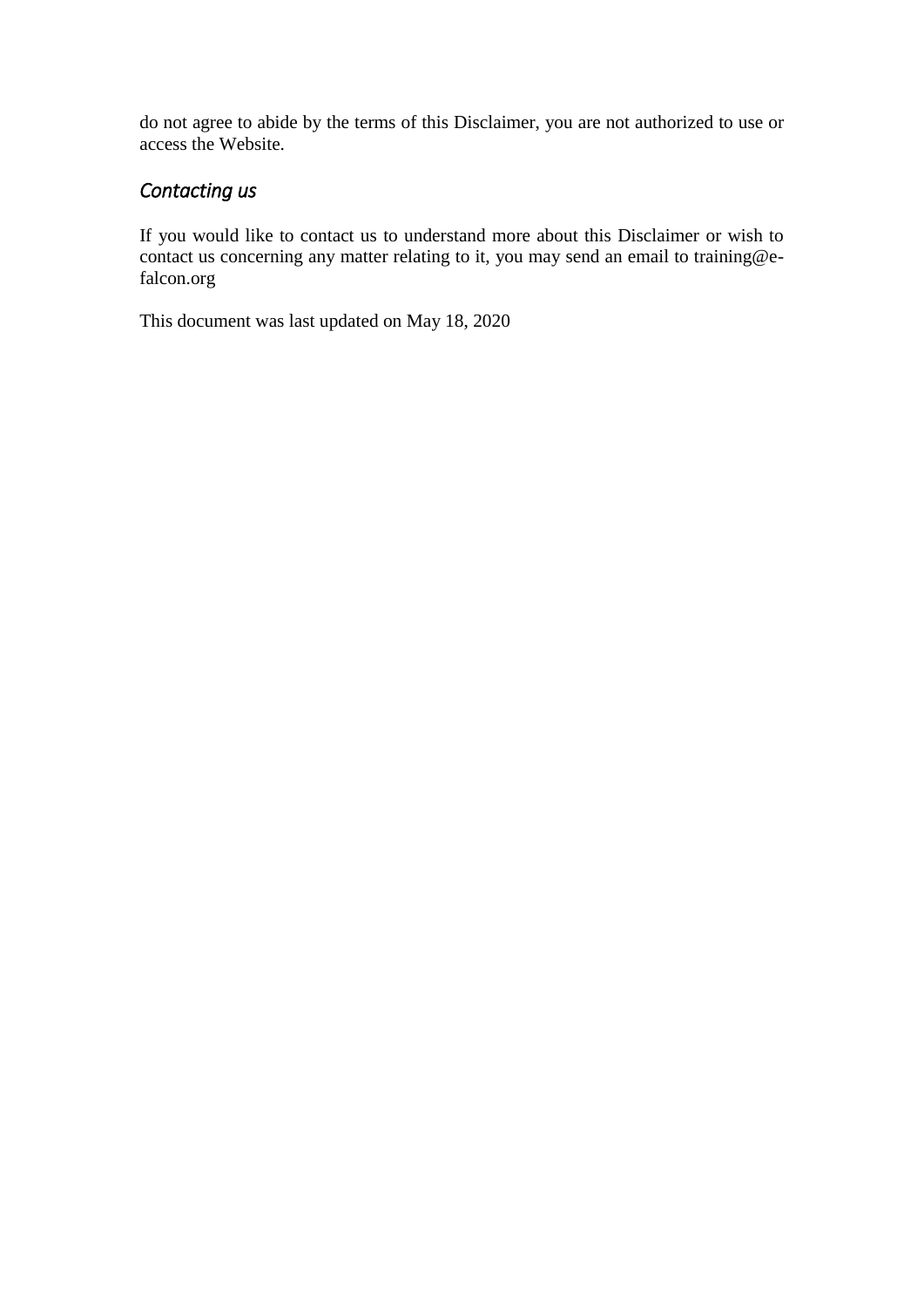do not agree to abide by the terms of this Disclaimer, you are not authorized to use or access the Website.

## *Contacting us*

If you would like to contact us to understand more about this Disclaimer or wish to contact us concerning any matter relating to it, you may send an email to training@e-falcon.org

This document was last updated on May 18, 2020